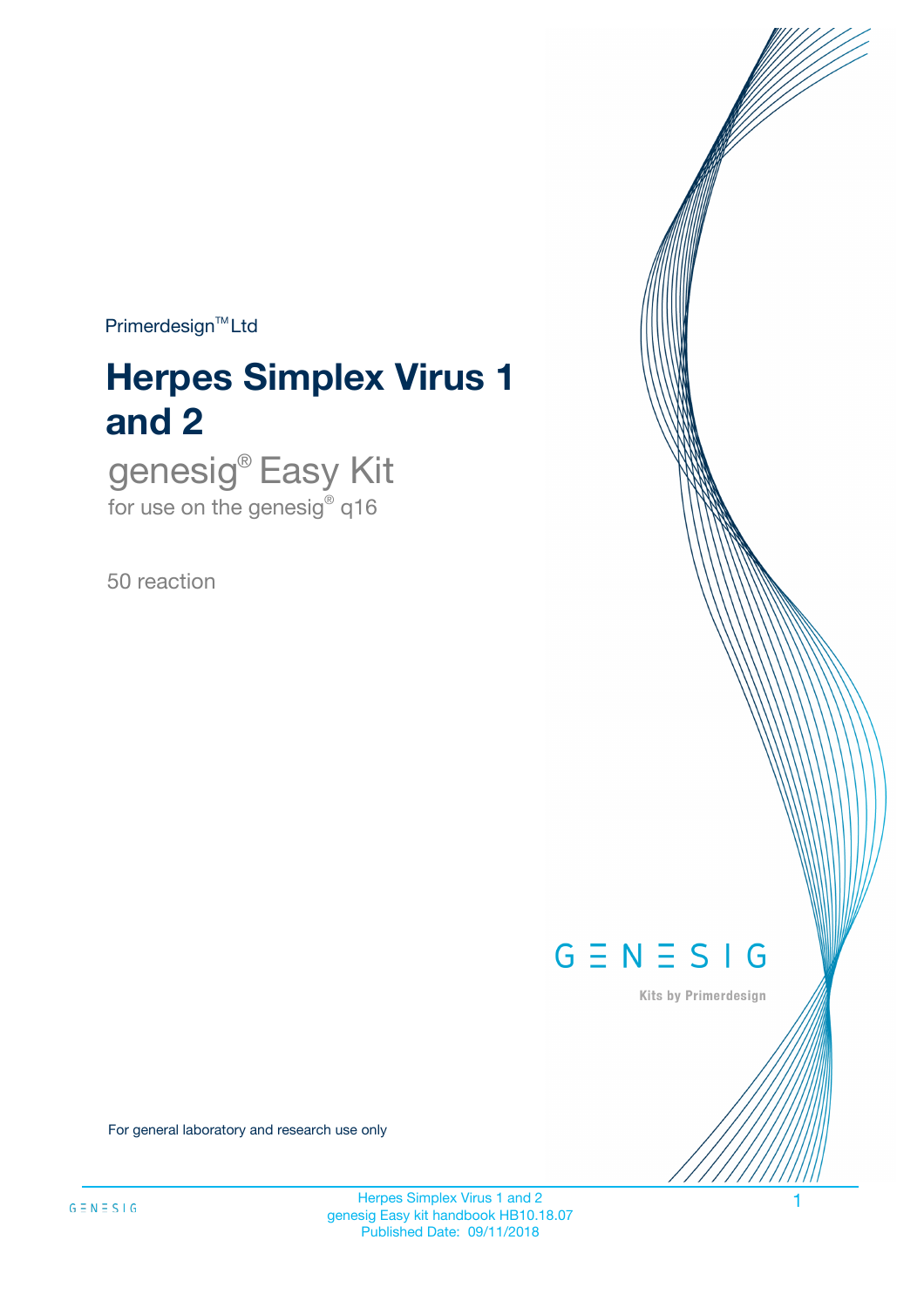Primerdesign™ Ltd

# Herpes Simplex Virus 1 and 2

## genesig® Easy Kit

for use on the genesig® q16

50 reaction

GENESIG

Kits by Primerdesign

For general laboratory and research use only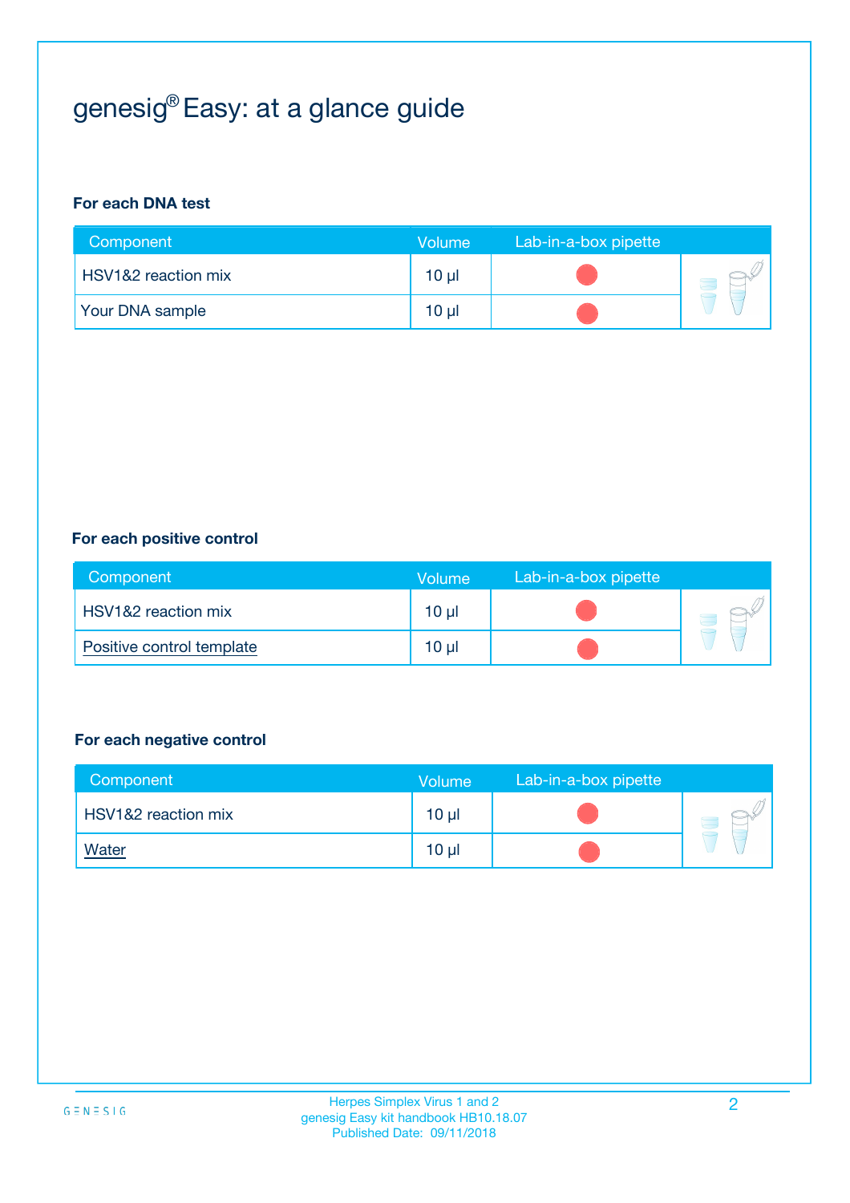# genesig® Easy: at a glance guide

**For each DNA test**

| Component | Volume | Lab-in-a-box pipette |
|---|---|---|
| HSV1&2 reaction mix | 10 µl | |
| Your DNA sample | 10 µl | |

**For each positive control**

| Component | Volume | Lab-in-a-box pipette |
|---|---|---|
| HSV1&2 reaction mix | 10 µl | |
| Positive control template | 10 µl | |

**For each negative control**

| Component | Volume | Lab-in-a-box pipette |
|---|---|---|
| HSV1&2 reaction mix | 10 µl | |
| Water | 10 µl | |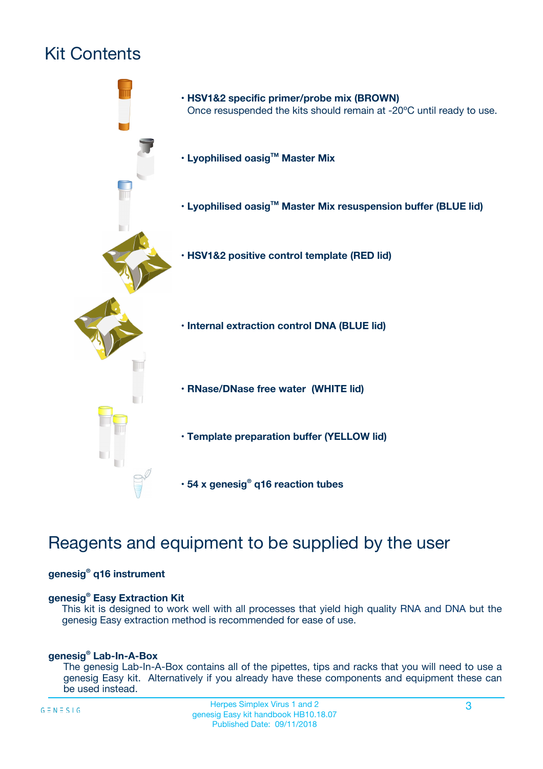# Kit Contents

- **HSV1&2 specific primer/probe mix (BROWN)**
  Once resuspended the kits should remain at -20ºC until ready to use.
- **Lyophilised oasig™ Master Mix**
- **Lyophilised oasig™ Master Mix resuspension buffer (BLUE lid)**
- **HSV1&2 positive control template (RED lid)**
- **Internal extraction control DNA (BLUE lid)**
- **RNase/DNase free water (WHITE lid)**
- **Template preparation buffer (YELLOW lid)**
- **54 x genesig® q16 reaction tubes**

# Reagents and equipment to be supplied by the user

**genesig® q16 instrument**

**genesig® Easy Extraction Kit**

This kit is designed to work well with all processes that yield high quality RNA and DNA but the genesig Easy extraction method is recommended for ease of use.

**genesig® Lab-In-A-Box**

The genesig Lab-In-A-Box contains all of the pipettes, tips and racks that you will need to use a genesig Easy kit. Alternatively if you already have these components and equipment these can be used instead.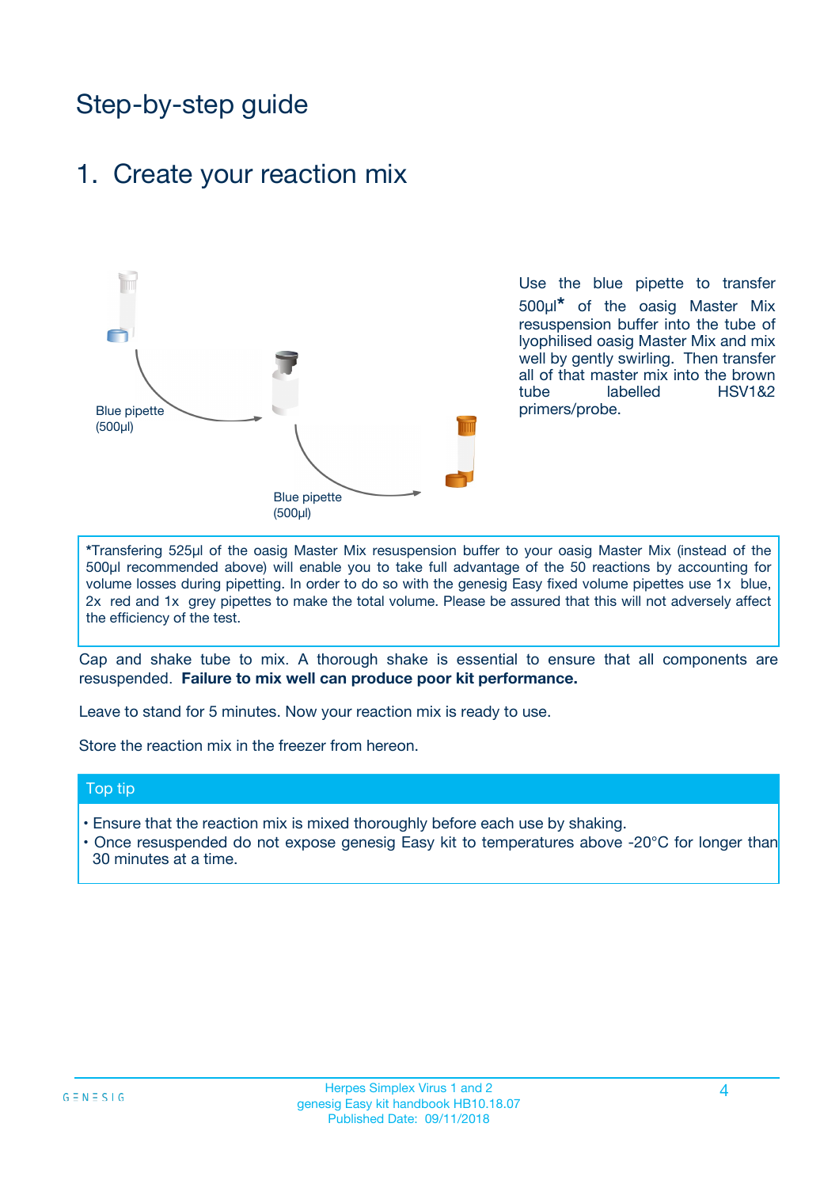# Step-by-step guide

## 1. Create your reaction mix

Blue pipette (500µl)

Blue pipette (500µl)

Use the blue pipette to transfer 500µl* of the oasig Master Mix resuspension buffer into the tube of lyophilised oasig Master Mix and mix well by gently swirling. Then transfer all of that master mix into the brown tube labelled HSV1&2 primers/probe.

*Transfering 525µl of the oasig Master Mix resuspension buffer to your oasig Master Mix (instead of the 500µl recommended above) will enable you to take full advantage of the 50 reactions by accounting for volume losses during pipetting. In order to do so with the genesig Easy fixed volume pipettes use 1x blue, 2x red and 1x grey pipettes to make the total volume. Please be assured that this will not adversely affect the efficiency of the test.

Cap and shake tube to mix. A thorough shake is essential to ensure that all components are resuspended. **Failure to mix well can produce poor kit performance.**

Leave to stand for 5 minutes. Now your reaction mix is ready to use.

Store the reaction mix in the freezer from hereon.

### Top tip

- Ensure that the reaction mix is mixed thoroughly before each use by shaking.
- Once resuspended do not expose genesig Easy kit to temperatures above -20°C for longer than 30 minutes at a time.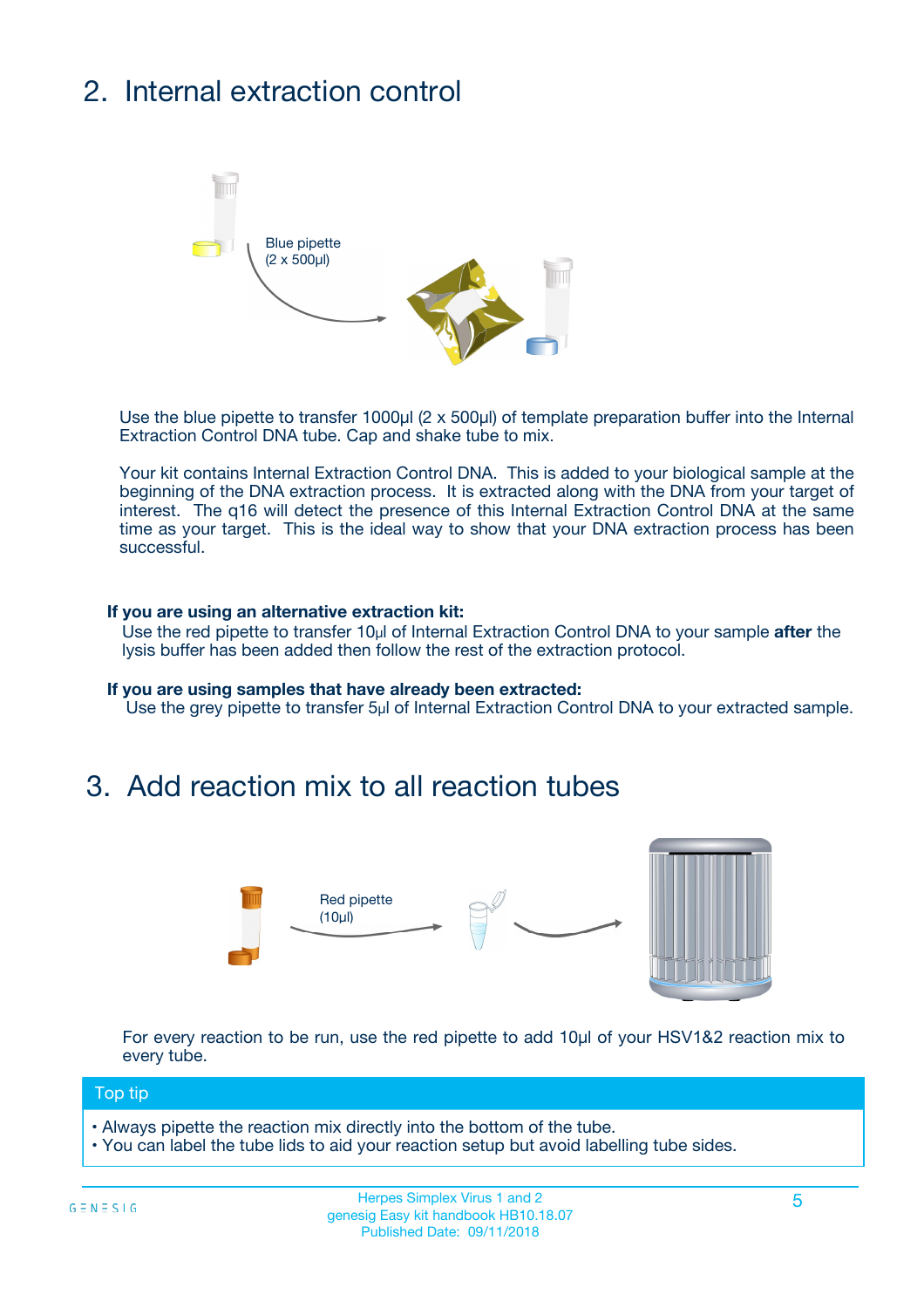## 2. Internal extraction control

Blue pipette
(2 x 500µl)

Use the blue pipette to transfer 1000µl (2 x 500µl) of template preparation buffer into the Internal Extraction Control DNA tube. Cap and shake tube to mix.

Your kit contains Internal Extraction Control DNA. This is added to your biological sample at the beginning of the DNA extraction process. It is extracted along with the DNA from your target of interest. The q16 will detect the presence of this Internal Extraction Control DNA at the same time as your target. This is the ideal way to show that your DNA extraction process has been successful.

**If you are using an alternative extraction kit:**
Use the red pipette to transfer 10µl of Internal Extraction Control DNA to your sample **after** the lysis buffer has been added then follow the rest of the extraction protocol.

**If you are using samples that have already been extracted:**
Use the grey pipette to transfer 5µl of Internal Extraction Control DNA to your extracted sample.

## 3. Add reaction mix to all reaction tubes

Red pipette
(10µl)

For every reaction to be run, use the red pipette to add 10µl of your HSV1&2 reaction mix to every tube.

**Top tip**

- Always pipette the reaction mix directly into the bottom of the tube.
- You can label the tube lids to aid your reaction setup but avoid labelling tube sides.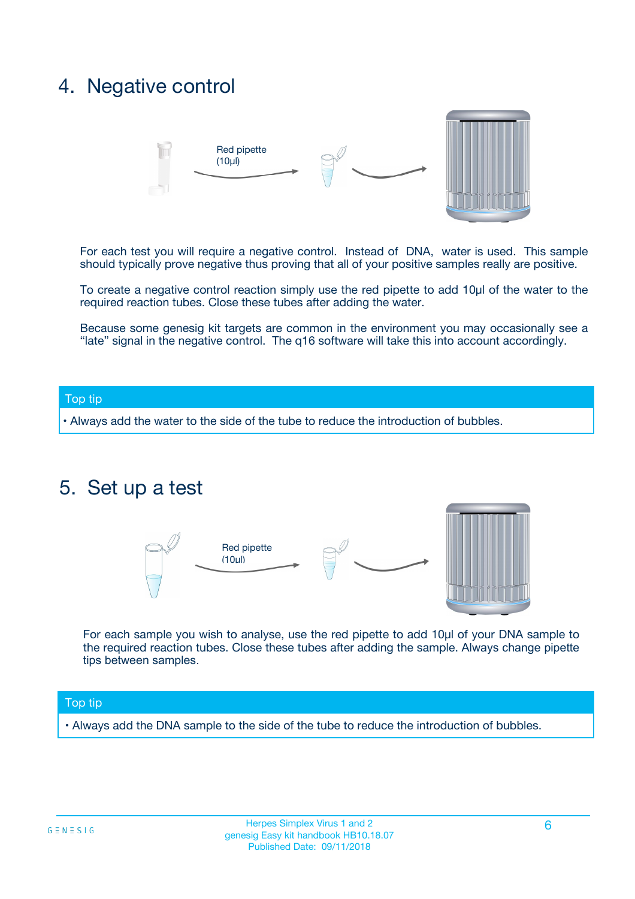## 4. Negative control

Red pipette (10µl)

For each test you will require a negative control. Instead of DNA, water is used. This sample should typically prove negative thus proving that all of your positive samples really are positive.

To create a negative control reaction simply use the red pipette to add 10µl of the water to the required reaction tubes. Close these tubes after adding the water.

Because some genesig kit targets are common in the environment you may occasionally see a "late" signal in the negative control. The q16 software will take this into account accordingly.

**Top tip**

- Always add the water to the side of the tube to reduce the introduction of bubbles.

## 5. Set up a test

Red pipette (10µl)

For each sample you wish to analyse, use the red pipette to add 10µl of your DNA sample to the required reaction tubes. Close these tubes after adding the sample. Always change pipette tips between samples.

**Top tip**

- Always add the DNA sample to the side of the tube to reduce the introduction of bubbles.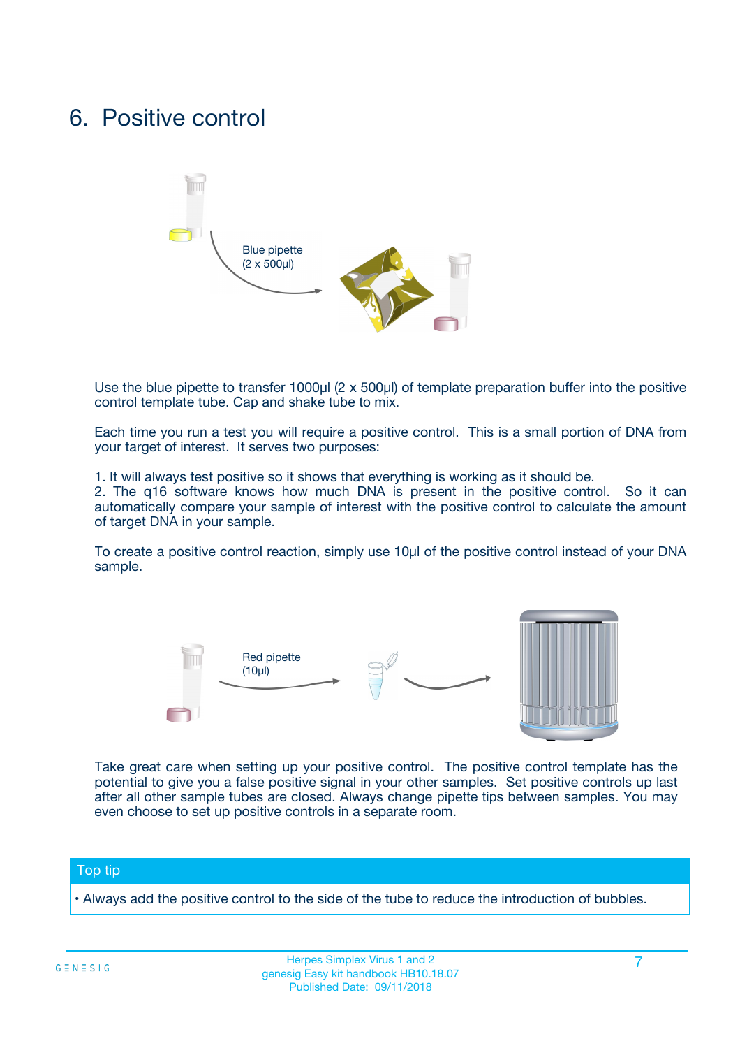# 6. Positive control

Blue pipette
(2 x 500µl)

Use the blue pipette to transfer 1000µl (2 x 500µl) of template preparation buffer into the positive control template tube. Cap and shake tube to mix.

Each time you run a test you will require a positive control. This is a small portion of DNA from your target of interest. It serves two purposes:

1. It will always test positive so it shows that everything is working as it should be.
2. The q16 software knows how much DNA is present in the positive control. So it can automatically compare your sample of interest with the positive control to calculate the amount of target DNA in your sample.

To create a positive control reaction, simply use 10µl of the positive control instead of your DNA sample.

Red pipette
(10µl)

Take great care when setting up your positive control. The positive control template has the potential to give you a false positive signal in your other samples. Set positive controls up last after all other sample tubes are closed. Always change pipette tips between samples. You may even choose to set up positive controls in a separate room.

**Top tip**

- Always add the positive control to the side of the tube to reduce the introduction of bubbles.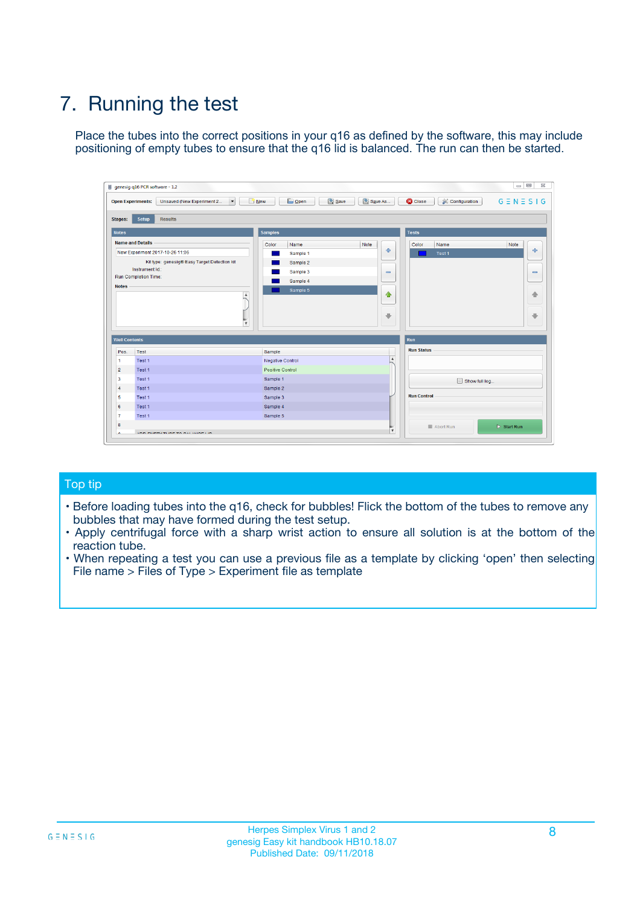# 7. Running the test

Place the tubes into the correct positions in your q16 as defined by the software, this may include positioning of empty tubes to ensure that the q16 lid is balanced. The run can then be started.

## Top tip

- Before loading tubes into the q16, check for bubbles! Flick the bottom of the tubes to remove any bubbles that may have formed during the test setup.
- Apply centrifugal force with a sharp wrist action to ensure all solution is at the bottom of the reaction tube.
- When repeating a test you can use a previous file as a template by clicking 'open' then selecting File name > Files of Type > Experiment file as template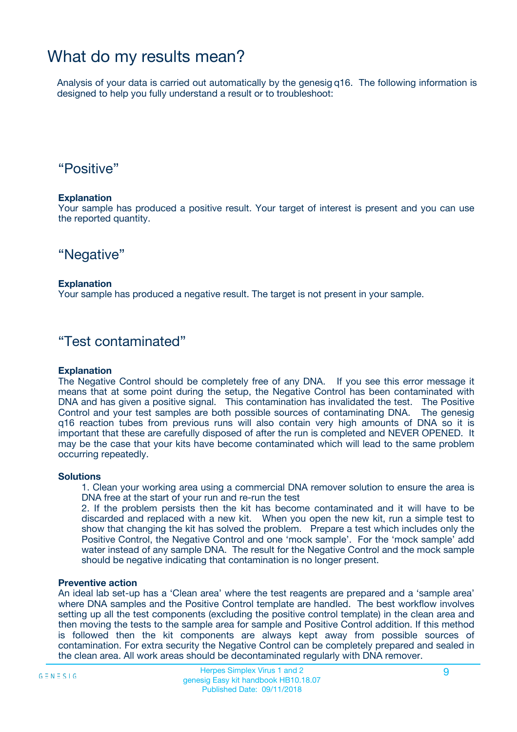# What do my results mean?

Analysis of your data is carried out automatically by the genesig q16. The following information is designed to help you fully understand a result or to troubleshoot:

## “Positive”

**Explanation**
Your sample has produced a positive result. Your target of interest is present and you can use the reported quantity.

## “Negative”

**Explanation**
Your sample has produced a negative result. The target is not present in your sample.

## “Test contaminated”

**Explanation**
The Negative Control should be completely free of any DNA. If you see this error message it means that at some point during the setup, the Negative Control has been contaminated with DNA and has given a positive signal. This contamination has invalidated the test. The Positive Control and your test samples are both possible sources of contaminating DNA. The genesig q16 reaction tubes from previous runs will also contain very high amounts of DNA so it is important that these are carefully disposed of after the run is completed and NEVER OPENED. It may be the case that your kits have become contaminated which will lead to the same problem occurring repeatedly.

**Solutions**

1. Clean your working area using a commercial DNA remover solution to ensure the area is DNA free at the start of your run and re-run the test
2. If the problem persists then the kit has become contaminated and it will have to be discarded and replaced with a new kit. When you open the new kit, run a simple test to show that changing the kit has solved the problem. Prepare a test which includes only the Positive Control, the Negative Control and one ‘mock sample’. For the ‘mock sample’ add water instead of any sample DNA. The result for the Negative Control and the mock sample should be negative indicating that contamination is no longer present.

**Preventive action**
An ideal lab set-up has a ‘Clean area’ where the test reagents are prepared and a ‘sample area’ where DNA samples and the Positive Control template are handled. The best workflow involves setting up all the test components (excluding the positive control template) in the clean area and then moving the tests to the sample area for sample and Positive Control addition. If this method is followed then the kit components are always kept away from possible sources of contamination. For extra security the Negative Control can be completely prepared and sealed in the clean area. All work areas should be decontaminated regularly with DNA remover.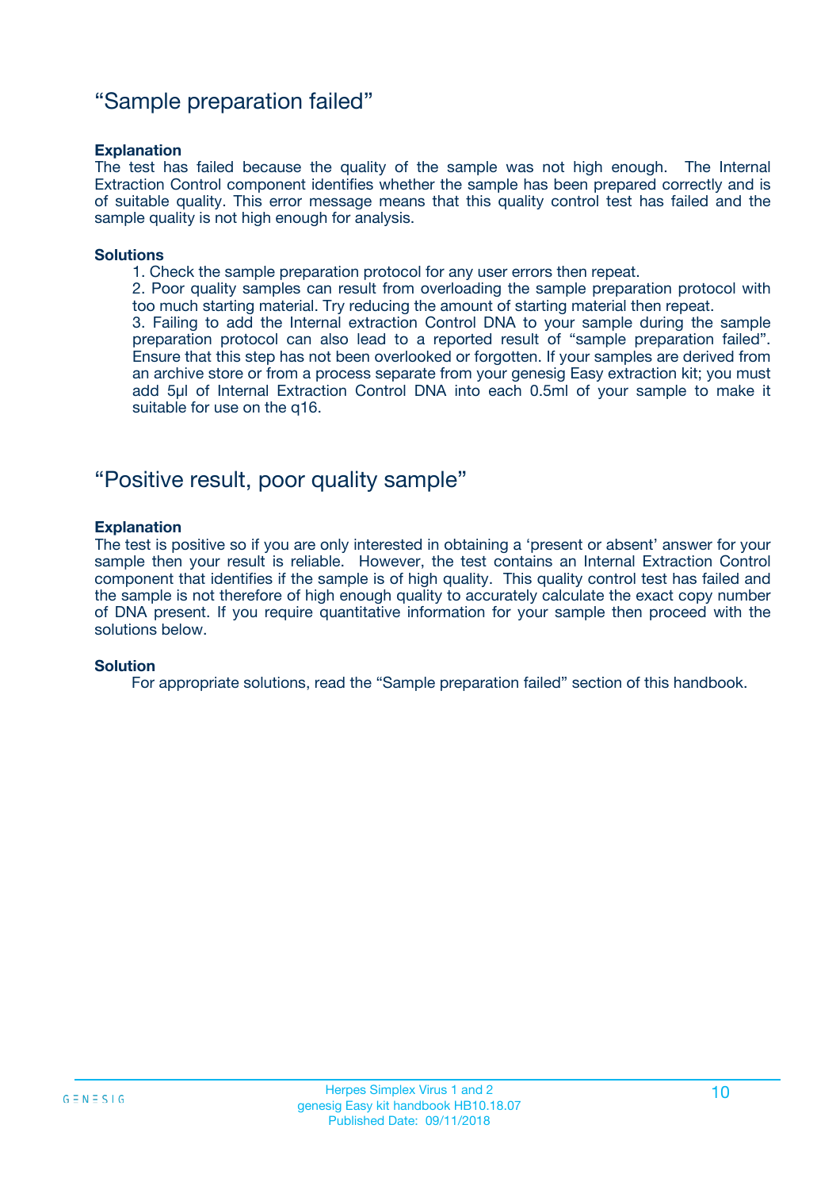## "Sample preparation failed"

**Explanation**

The test has failed because the quality of the sample was not high enough. The Internal Extraction Control component identifies whether the sample has been prepared correctly and is of suitable quality. This error message means that this quality control test has failed and the sample quality is not high enough for analysis.

**Solutions**

1. Check the sample preparation protocol for any user errors then repeat.
2. Poor quality samples can result from overloading the sample preparation protocol with too much starting material. Try reducing the amount of starting material then repeat.
3. Failing to add the Internal extraction Control DNA to your sample during the sample preparation protocol can also lead to a reported result of "sample preparation failed". Ensure that this step has not been overlooked or forgotten. If your samples are derived from an archive store or from a process separate from your genesig Easy extraction kit; you must add 5µl of Internal Extraction Control DNA into each 0.5ml of your sample to make it suitable for use on the q16.

## "Positive result, poor quality sample"

**Explanation**

The test is positive so if you are only interested in obtaining a 'present or absent' answer for your sample then your result is reliable. However, the test contains an Internal Extraction Control component that identifies if the sample is of high quality. This quality control test has failed and the sample is not therefore of high enough quality to accurately calculate the exact copy number of DNA present. If you require quantitative information for your sample then proceed with the solutions below.

**Solution**

For appropriate solutions, read the "Sample preparation failed" section of this handbook.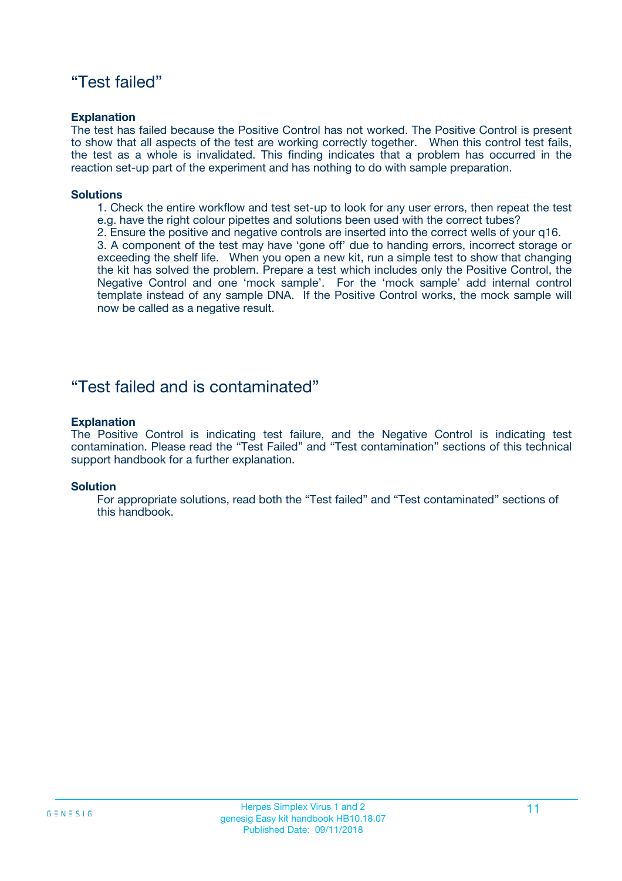## “Test failed”

**Explanation**

The test has failed because the Positive Control has not worked. The Positive Control is present to show that all aspects of the test are working correctly together. When this control test fails, the test as a whole is invalidated. This finding indicates that a problem has occurred in the reaction set-up part of the experiment and has nothing to do with sample preparation.

**Solutions**

1. Check the entire workflow and test set-up to look for any user errors, then repeat the test e.g. have the right colour pipettes and solutions been used with the correct tubes?
2. Ensure the positive and negative controls are inserted into the correct wells of your q16.
3. A component of the test may have ‘gone off’ due to handing errors, incorrect storage or exceeding the shelf life. When you open a new kit, run a simple test to show that changing the kit has solved the problem. Prepare a test which includes only the Positive Control, the Negative Control and one ‘mock sample’. For the ‘mock sample’ add internal control template instead of any sample DNA. If the Positive Control works, the mock sample will now be called as a negative result.

## “Test failed and is contaminated”

**Explanation**

The Positive Control is indicating test failure, and the Negative Control is indicating test contamination. Please read the “Test Failed” and “Test contamination” sections of this technical support handbook for a further explanation.

**Solution**

For appropriate solutions, read both the “Test failed” and “Test contaminated” sections of this handbook.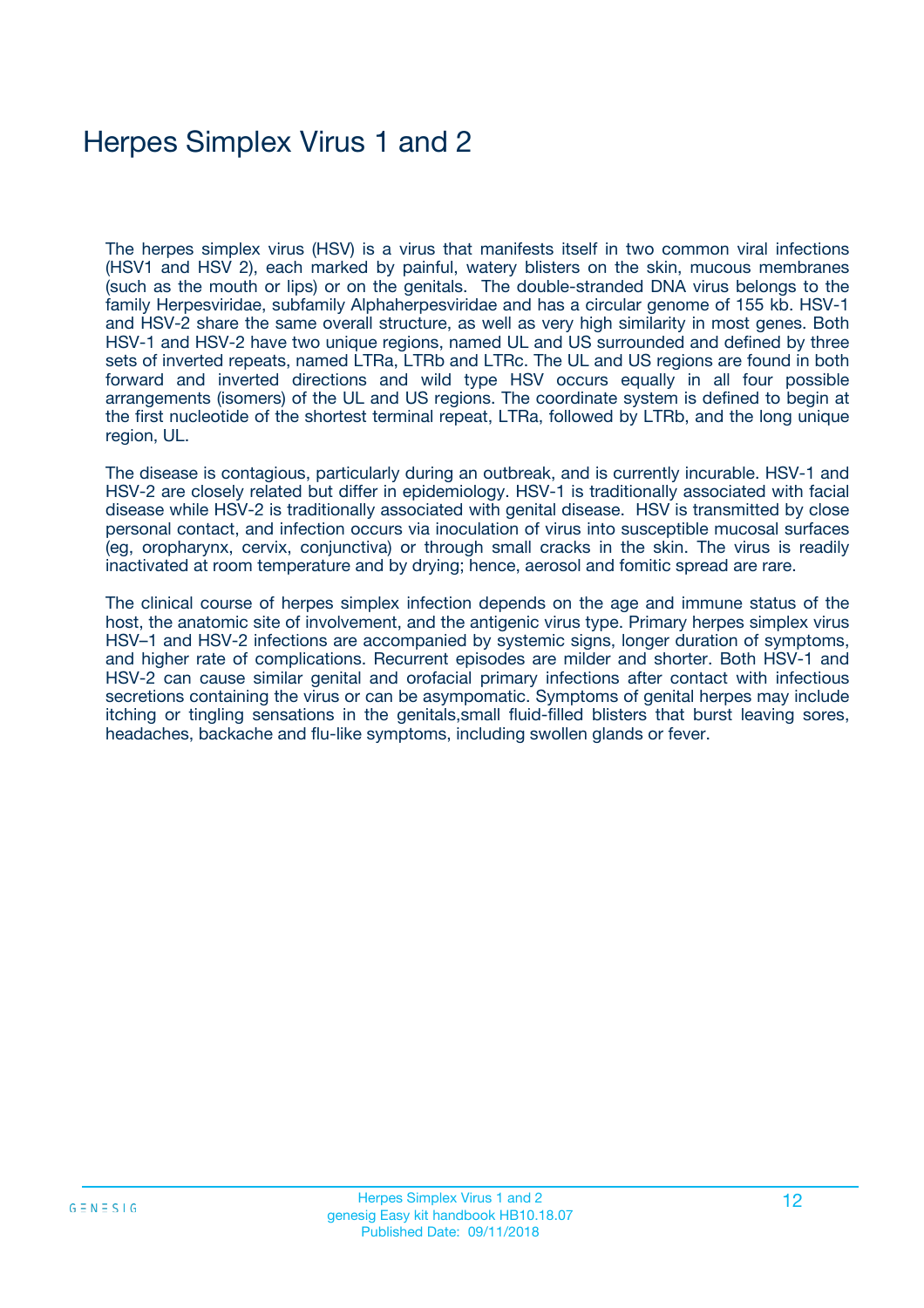# Herpes Simplex Virus 1 and 2

The herpes simplex virus (HSV) is a virus that manifests itself in two common viral infections (HSV1 and HSV 2), each marked by painful, watery blisters on the skin, mucous membranes (such as the mouth or lips) or on the genitals. The double-stranded DNA virus belongs to the family Herpesviridae, subfamily Alphaherpesviridae and has a circular genome of 155 kb. HSV-1 and HSV-2 share the same overall structure, as well as very high similarity in most genes. Both HSV-1 and HSV-2 have two unique regions, named UL and US surrounded and defined by three sets of inverted repeats, named LTRa, LTRb and LTRc. The UL and US regions are found in both forward and inverted directions and wild type HSV occurs equally in all four possible arrangements (isomers) of the UL and US regions. The coordinate system is defined to begin at the first nucleotide of the shortest terminal repeat, LTRa, followed by LTRb, and the long unique region, UL.

The disease is contagious, particularly during an outbreak, and is currently incurable. HSV-1 and HSV-2 are closely related but differ in epidemiology. HSV-1 is traditionally associated with facial disease while HSV-2 is traditionally associated with genital disease. HSV is transmitted by close personal contact, and infection occurs via inoculation of virus into susceptible mucosal surfaces (eg, oropharynx, cervix, conjunctiva) or through small cracks in the skin. The virus is readily inactivated at room temperature and by drying; hence, aerosol and fomitic spread are rare.

The clinical course of herpes simplex infection depends on the age and immune status of the host, the anatomic site of involvement, and the antigenic virus type. Primary herpes simplex virus HSV–1 and HSV-2 infections are accompanied by systemic signs, longer duration of symptoms, and higher rate of complications. Recurrent episodes are milder and shorter. Both HSV-1 and HSV-2 can cause similar genital and orofacial primary infections after contact with infectious secretions containing the virus or can be asympomatic. Symptoms of genital herpes may include itching or tingling sensations in the genitals,small fluid-filled blisters that burst leaving sores, headaches, backache and flu-like symptoms, including swollen glands or fever.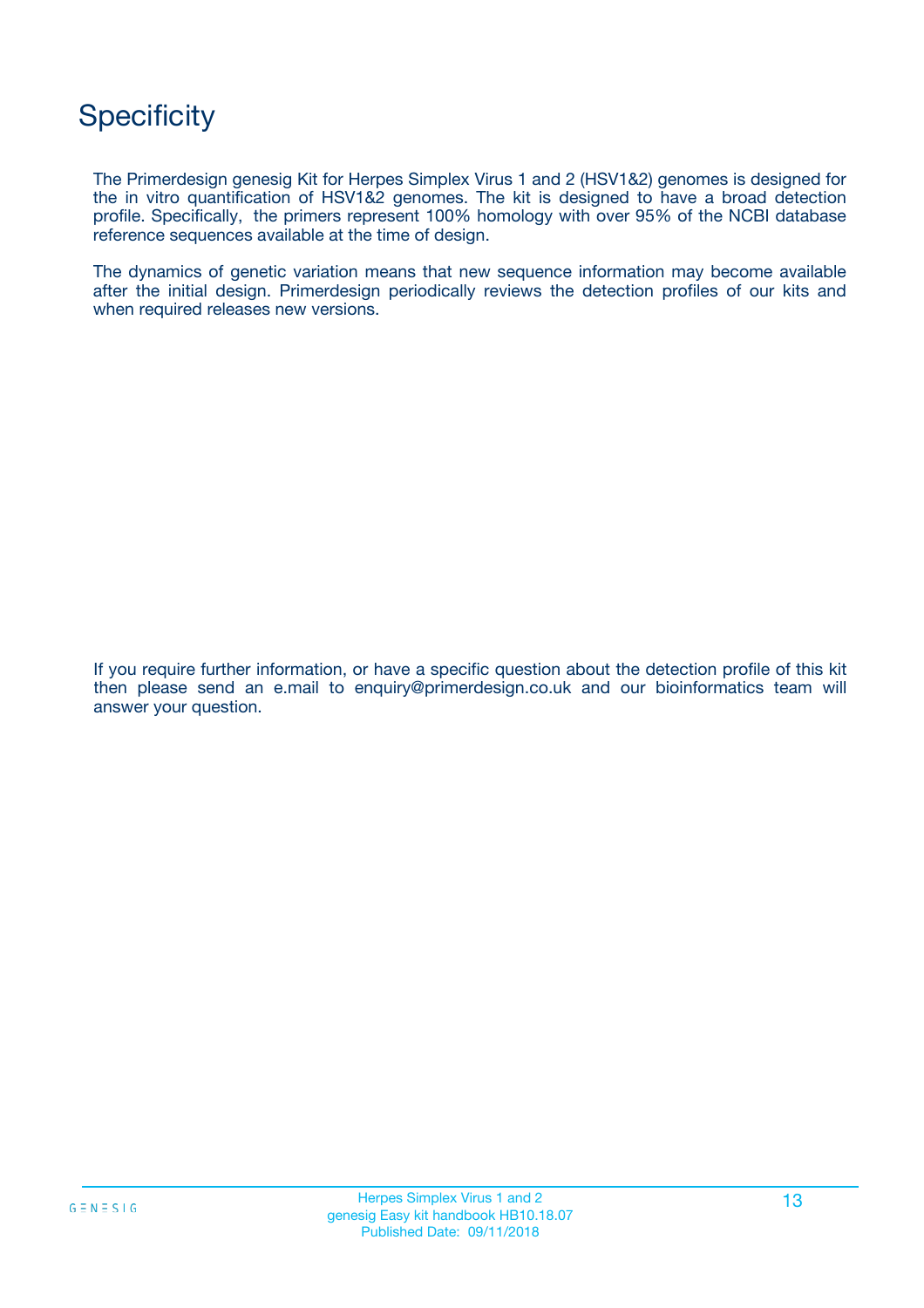# Specificity

The Primerdesign genesig Kit for Herpes Simplex Virus 1 and 2 (HSV1&2) genomes is designed for the in vitro quantification of HSV1&2 genomes. The kit is designed to have a broad detection profile. Specifically, the primers represent 100% homology with over 95% of the NCBI database reference sequences available at the time of design.

The dynamics of genetic variation means that new sequence information may become available after the initial design. Primerdesign periodically reviews the detection profiles of our kits and when required releases new versions.

If you require further information, or have a specific question about the detection profile of this kit then please send an e.mail to enquiry@primerdesign.co.uk and our bioinformatics team will answer your question.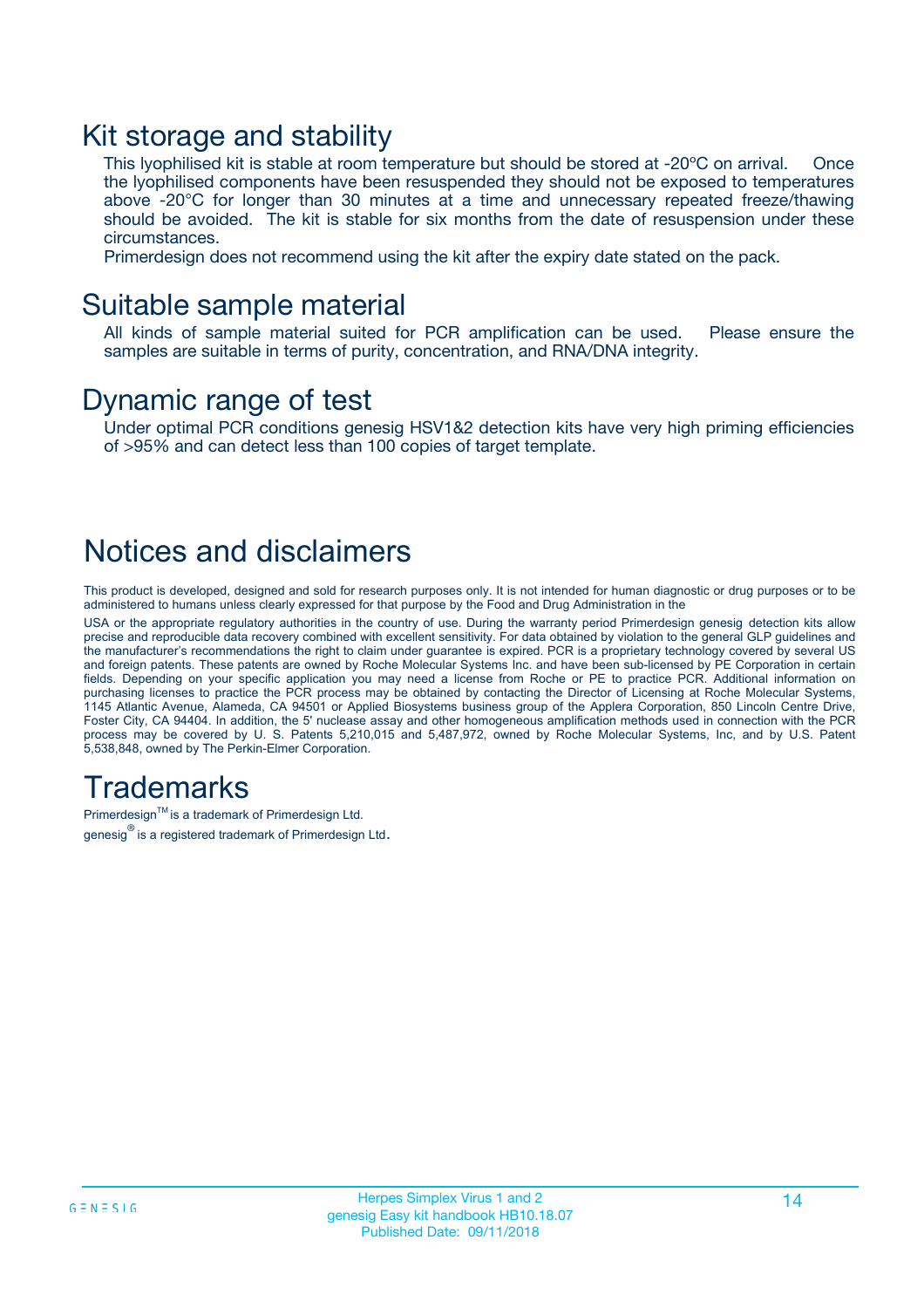# Kit storage and stability

This lyophilised kit is stable at room temperature but should be stored at -20ºC on arrival. Once the lyophilised components have been resuspended they should not be exposed to temperatures above -20°C for longer than 30 minutes at a time and unnecessary repeated freeze/thawing should be avoided. The kit is stable for six months from the date of resuspension under these circumstances.

Primerdesign does not recommend using the kit after the expiry date stated on the pack.

# Suitable sample material

All kinds of sample material suited for PCR amplification can be used. Please ensure the samples are suitable in terms of purity, concentration, and RNA/DNA integrity.

# Dynamic range of test

Under optimal PCR conditions genesig HSV1&2 detection kits have very high priming efficiencies of >95% and can detect less than 100 copies of target template.

# Notices and disclaimers

This product is developed, designed and sold for research purposes only. It is not intended for human diagnostic or drug purposes or to be administered to humans unless clearly expressed for that purpose by the Food and Drug Administration in the

USA or the appropriate regulatory authorities in the country of use. During the warranty period Primerdesign genesig detection kits allow precise and reproducible data recovery combined with excellent sensitivity. For data obtained by violation to the general GLP guidelines and the manufacturer's recommendations the right to claim under guarantee is expired. PCR is a proprietary technology covered by several US and foreign patents. These patents are owned by Roche Molecular Systems Inc. and have been sub-licensed by PE Corporation in certain fields. Depending on your specific application you may need a license from Roche or PE to practice PCR. Additional information on purchasing licenses to practice the PCR process may be obtained by contacting the Director of Licensing at Roche Molecular Systems, 1145 Atlantic Avenue, Alameda, CA 94501 or Applied Biosystems business group of the Applera Corporation, 850 Lincoln Centre Drive, Foster City, CA 94404. In addition, the 5' nuclease assay and other homogeneous amplification methods used in connection with the PCR process may be covered by U. S. Patents 5,210,015 and 5,487,972, owned by Roche Molecular Systems, Inc, and by U.S. Patent 5,538,848, owned by The Perkin-Elmer Corporation.

# Trademarks

Primerdesign™ is a trademark of Primerdesign Ltd.

genesig® is a registered trademark of Primerdesign Ltd.